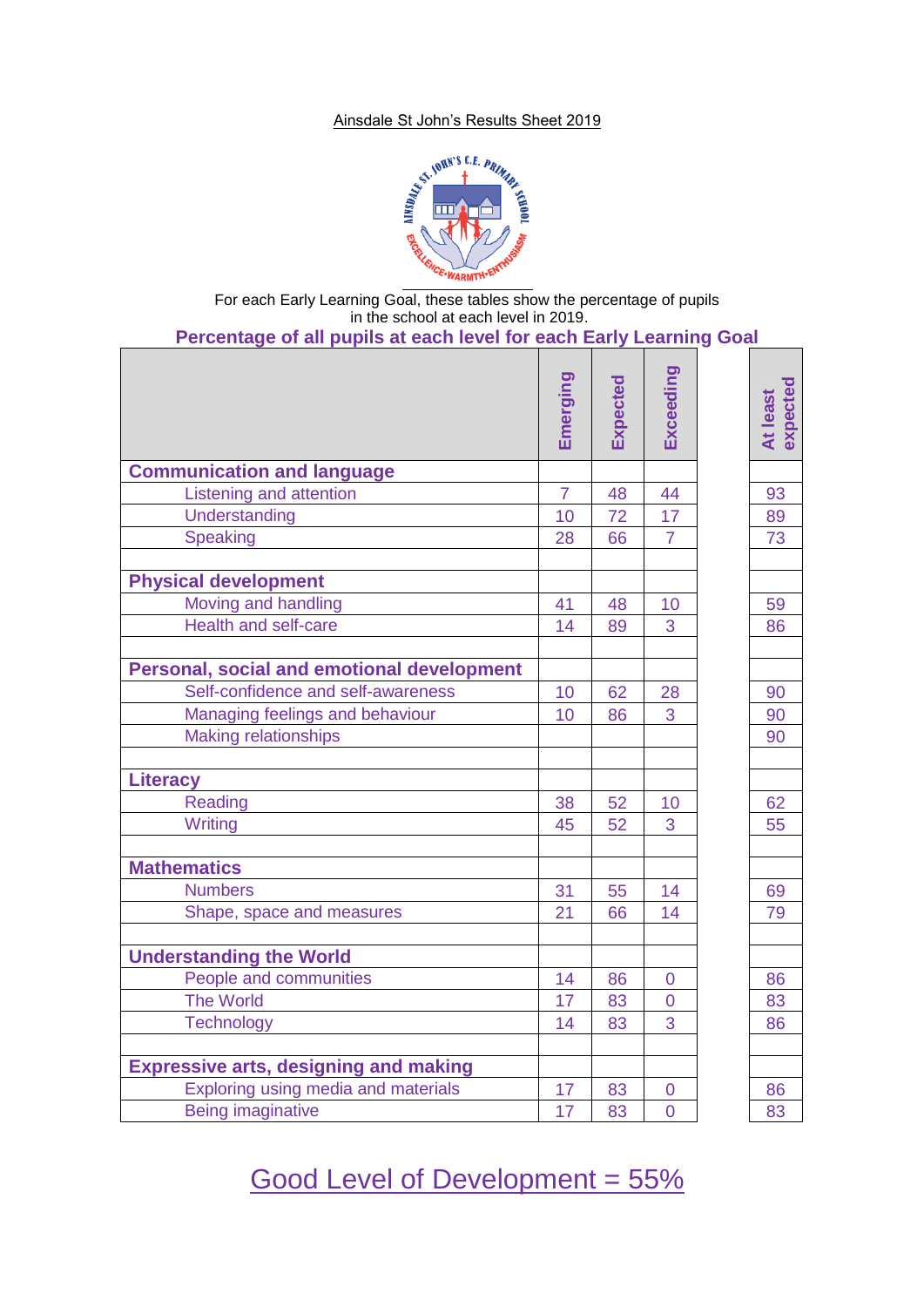Ainsdale St John's Results Sheet 2019

For each Early Learning Goal, these tables show the percentage of pupils in the school at each level in 2019.

## Percentage of all pupils at each level for each Early Learning Goal

| | Emerging | Expected | Exceeding | At least expected |
|---|---|---|---|---|
| **Communication and language** | | | | |
| Listening and attention | 7 | 48 | 44 | 93 |
| Understanding | 10 | 72 | 17 | 89 |
| Speaking | 28 | 66 | 7 | 73 |
| | | | | |
| **Physical development** | | | | |
| Moving and handling | 41 | 48 | 10 | 59 |
| Health and self-care | 14 | 89 | 3 | 86 |
| | | | | |
| **Personal, social and emotional development** | | | | |
| Self-confidence and self-awareness | 10 | 62 | 28 | 90 |
| Managing feelings and behaviour | 10 | 86 | 3 | 90 |
| Making relationships | | | | 90 |
| | | | | |
| **Literacy** | | | | |
| Reading | 38 | 52 | 10 | 62 |
| Writing | 45 | 52 | 3 | 55 |
| | | | | |
| **Mathematics** | | | | |
| Numbers | 31 | 55 | 14 | 69 |
| Shape, space and measures | 21 | 66 | 14 | 79 |
| | | | | |
| **Understanding the World** | | | | |
| People and communities | 14 | 86 | 0 | 86 |
| The World | 17 | 83 | 0 | 83 |
| Technology | 14 | 83 | 3 | 86 |
| | | | | |
| **Expressive arts, designing and making** | | | | |
| Exploring using media and materials | 17 | 83 | 0 | 86 |
| Being imaginative | 17 | 83 | 0 | 83 |

Good Level of Development = 55%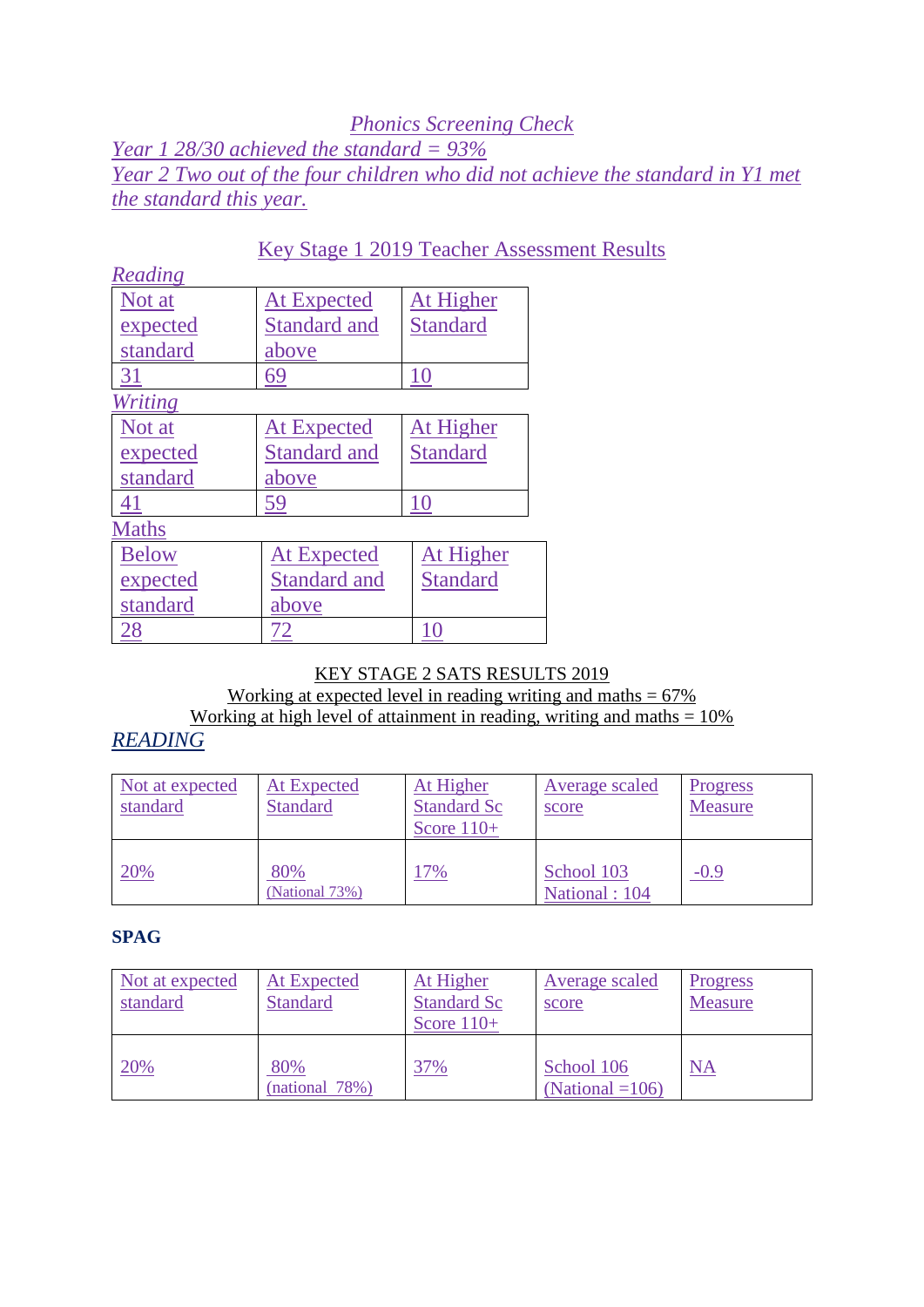## *Phonics Screening Check*

*Year 1 28/30 achieved the standard = 93%*

*Year 2 Two out of the four children who did not achieve the standard in Y1 met the standard this year.*

## Key Stage 1 2019 Teacher Assessment Results

*Reading*

| Not at expected standard | At Expected Standard and above | At Higher Standard |
|---|---|---|
| 31 | 69 | 10 |

*Writing*

| Not at expected standard | At Expected Standard and above | At Higher Standard |
|---|---|---|
| 41 | 59 | 10 |

Maths

| Below expected standard | At Expected Standard and above | At Higher Standard |
|---|---|---|
| 28 | 72 | 10 |

## KEY STAGE 2 SATS RESULTS 2019

Working at expected level in reading writing and maths = 67%

Working at high level of attainment in reading, writing and maths = 10%

*READING*

| Not at expected standard | At Expected Standard | At Higher Standard Sc Score 110+ | Average scaled score | Progress Measure |
|---|---|---|---|---|
| 20% | 80% (National 73%) | 17% | School 103 National : 104 | -0.9 |

**SPAG**

| Not at expected standard | At Expected Standard | At Higher Standard Sc Score 110+ | Average scaled score | Progress Measure |
|---|---|---|---|---|
| 20% | 80% (national 78%) | 37% | School 106 (National =106) | NA |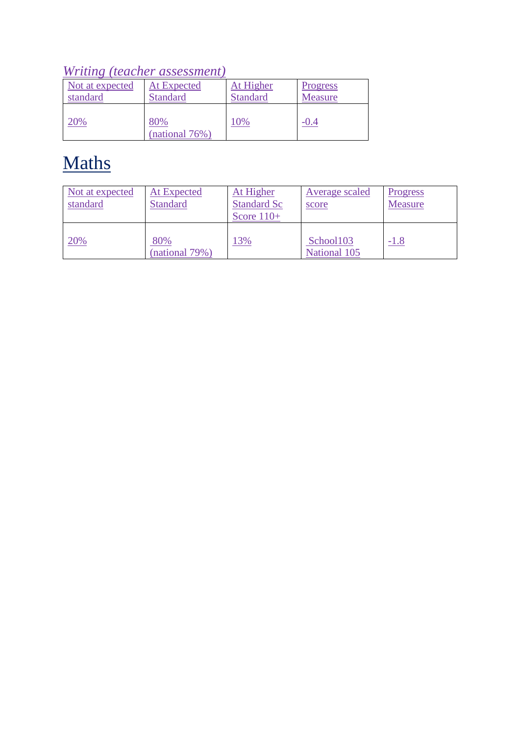### *Writing (teacher assessment)*

| Not at expected standard | At Expected Standard | At Higher Standard | Progress Measure |
|---|---|---|---|
| 20% | 80% (national 76%) | 10% | -0.4 |

# Maths

| Not at expected standard | At Expected Standard | At Higher Standard Sc Score 110+ | Average scaled score | Progress Measure |
|---|---|---|---|---|
| 20% | 80% (national 79%) | 13% | School103 National 105 | -1.8 |